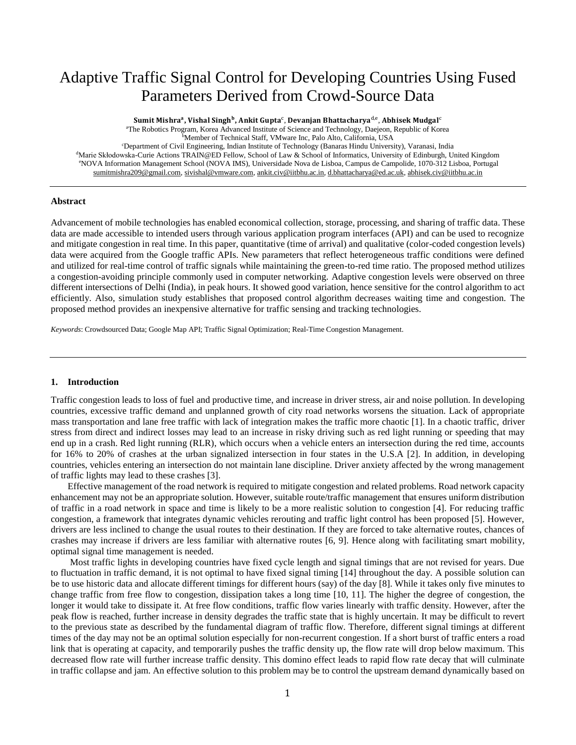# Adaptive Traffic Signal Control for Developing Countries Using Fused Parameters Derived from Crowd-Source Data

**Sumit Mishra[a], Vishal Singh[b], Ankit Gupta[c], Devanjan Bhattacharya[d,e], Abhisek Mudgal[c]**

[a]The Robotics Program, Korea Advanced Institute of Science and Technology, Daejeon, Republic of Korea
[b]Member of Technical Staff, VMware Inc, Palo Alto, California, USA
[c]Department of Civil Engineering, Indian Institute of Technology (Banaras Hindu University), Varanasi, India
[d]Marie Skłodowska-Curie Actions TRAIN@ED Fellow, School of Law & School of Informatics, University of Edinburgh, United Kingdom
[e]NOVA Information Management School (NOVA IMS), Universidade Nova de Lisboa, Campus de Campolide, 1070-312 Lisboa, Portugal
sumitmishra209@gmail.com, sivishal@vmware.com, ankit.civ@iitbhu.ac.in, d.bhattacharya@ed.ac.uk, abhisek.civ@iitbhu.ac.in

## Abstract

Advancement of mobile technologies has enabled economical collection, storage, processing, and sharing of traffic data. These data are made accessible to intended users through various application program interfaces (API) and can be used to recognize and mitigate congestion in real time. In this paper, quantitative (time of arrival) and qualitative (color-coded congestion levels) data were acquired from the Google traffic APIs. New parameters that reflect heterogeneous traffic conditions were defined and utilized for real-time control of traffic signals while maintaining the green-to-red time ratio. The proposed method utilizes a congestion-avoiding principle commonly used in computer networking. Adaptive congestion levels were observed on three different intersections of Delhi (India), in peak hours. It showed good variation, hence sensitive for the control algorithm to act efficiently. Also, simulation study establishes that proposed control algorithm decreases waiting time and congestion. The proposed method provides an inexpensive alternative for traffic sensing and tracking technologies.

*Keywords*: Crowdsourced Data; Google Map API; Traffic Signal Optimization; Real-Time Congestion Management.

## 1. Introduction

Traffic congestion leads to loss of fuel and productive time, and increase in driver stress, air and noise pollution. In developing countries, excessive traffic demand and unplanned growth of city road networks worsens the situation. Lack of appropriate mass transportation and lane free traffic with lack of integration makes the traffic more chaotic [1]. In a chaotic traffic, driver stress from direct and indirect losses may lead to an increase in risky driving such as red light running or speeding that may end up in a crash. Red light running (RLR), which occurs when a vehicle enters an intersection during the red time, accounts for 16% to 20% of crashes at the urban signalized intersection in four states in the U.S.A [2]. In addition, in developing countries, vehicles entering an intersection do not maintain lane discipline. Driver anxiety affected by the wrong management of traffic lights may lead to these crashes [3].

Effective management of the road network is required to mitigate congestion and related problems. Road network capacity enhancement may not be an appropriate solution. However, suitable route/traffic management that ensures uniform distribution of traffic in a road network in space and time is likely to be a more realistic solution to congestion [4]. For reducing traffic congestion, a framework that integrates dynamic vehicles rerouting and traffic light control has been proposed [5]. However, drivers are less inclined to change the usual routes to their destination. If they are forced to take alternative routes, chances of crashes may increase if drivers are less familiar with alternative routes [6, 9]. Hence along with facilitating smart mobility, optimal signal time management is needed.

Most traffic lights in developing countries have fixed cycle length and signal timings that are not revised for years. Due to fluctuation in traffic demand, it is not optimal to have fixed signal timing [14] throughout the day. A possible solution can be to use historic data and allocate different timings for different hours (say) of the day [8]. While it takes only five minutes to change traffic from free flow to congestion, dissipation takes a long time [10, 11]. The higher the degree of congestion, the longer it would take to dissipate it. At free flow conditions, traffic flow varies linearly with traffic density. However, after the peak flow is reached, further increase in density degrades the traffic state that is highly uncertain. It may be difficult to revert to the previous state as described by the fundamental diagram of traffic flow. Therefore, different signal timings at different times of the day may not be an optimal solution especially for non-recurrent congestion. If a short burst of traffic enters a road link that is operating at capacity, and temporarily pushes the traffic density up, the flow rate will drop below maximum. This decreased flow rate will further increase traffic density. This domino effect leads to rapid flow rate decay that will culminate in traffic collapse and jam. An effective solution to this problem may be to control the upstream demand dynamically based on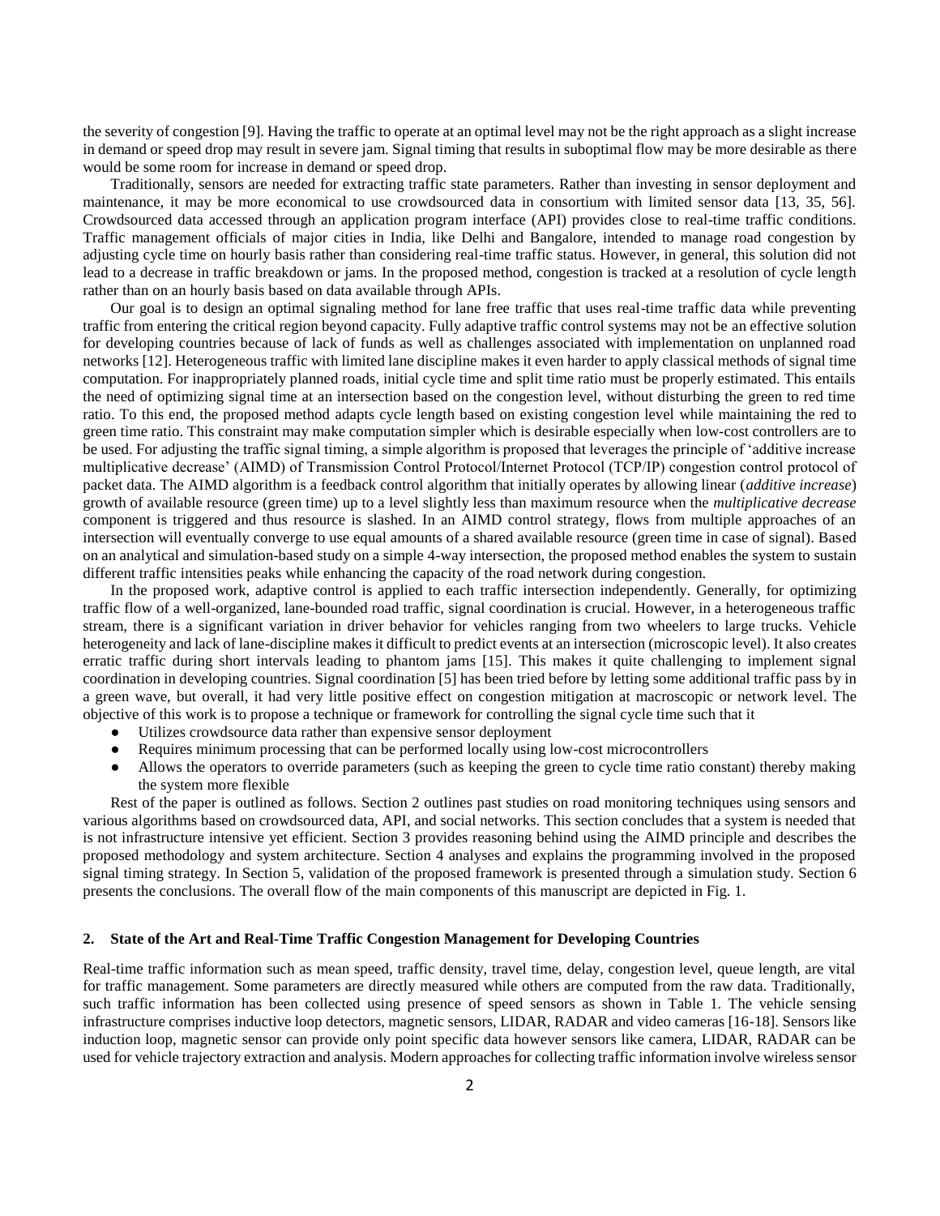the severity of congestion [9]. Having the traffic to operate at an optimal level may not be the right approach as a slight increase in demand or speed drop may result in severe jam. Signal timing that results in suboptimal flow may be more desirable as there would be some room for increase in demand or speed drop.

Traditionally, sensors are needed for extracting traffic state parameters. Rather than investing in sensor deployment and maintenance, it may be more economical to use crowdsourced data in consortium with limited sensor data [13, 35, 56]. Crowdsourced data accessed through an application program interface (API) provides close to real-time traffic conditions. Traffic management officials of major cities in India, like Delhi and Bangalore, intended to manage road congestion by adjusting cycle time on hourly basis rather than considering real-time traffic status. However, in general, this solution did not lead to a decrease in traffic breakdown or jams. In the proposed method, congestion is tracked at a resolution of cycle length rather than on an hourly basis based on data available through APIs.

Our goal is to design an optimal signaling method for lane free traffic that uses real-time traffic data while preventing traffic from entering the critical region beyond capacity. Fully adaptive traffic control systems may not be an effective solution for developing countries because of lack of funds as well as challenges associated with implementation on unplanned road networks [12]. Heterogeneous traffic with limited lane discipline makes it even harder to apply classical methods of signal time computation. For inappropriately planned roads, initial cycle time and split time ratio must be properly estimated. This entails the need of optimizing signal time at an intersection based on the congestion level, without disturbing the green to red time ratio. To this end, the proposed method adapts cycle length based on existing congestion level while maintaining the red to green time ratio. This constraint may make computation simpler which is desirable especially when low-cost controllers are to be used. For adjusting the traffic signal timing, a simple algorithm is proposed that leverages the principle of 'additive increase multiplicative decrease' (AIMD) of Transmission Control Protocol/Internet Protocol (TCP/IP) congestion control protocol of packet data. The AIMD algorithm is a feedback control algorithm that initially operates by allowing linear (*additive increase*) growth of available resource (green time) up to a level slightly less than maximum resource when the *multiplicative decrease* component is triggered and thus resource is slashed. In an AIMD control strategy, flows from multiple approaches of an intersection will eventually converge to use equal amounts of a shared available resource (green time in case of signal). Based on an analytical and simulation-based study on a simple 4-way intersection, the proposed method enables the system to sustain different traffic intensities peaks while enhancing the capacity of the road network during congestion.

In the proposed work, adaptive control is applied to each traffic intersection independently. Generally, for optimizing traffic flow of a well-organized, lane-bounded road traffic, signal coordination is crucial. However, in a heterogeneous traffic stream, there is a significant variation in driver behavior for vehicles ranging from two wheelers to large trucks. Vehicle heterogeneity and lack of lane-discipline makes it difficult to predict events at an intersection (microscopic level). It also creates erratic traffic during short intervals leading to phantom jams [15]. This makes it quite challenging to implement signal coordination in developing countries. Signal coordination [5] has been tried before by letting some additional traffic pass by in a green wave, but overall, it had very little positive effect on congestion mitigation at macroscopic or network level. The objective of this work is to propose a technique or framework for controlling the signal cycle time such that it

- Utilizes crowdsource data rather than expensive sensor deployment
- Requires minimum processing that can be performed locally using low-cost microcontrollers
- Allows the operators to override parameters (such as keeping the green to cycle time ratio constant) thereby making the system more flexible

Rest of the paper is outlined as follows. Section 2 outlines past studies on road monitoring techniques using sensors and various algorithms based on crowdsourced data, API, and social networks. This section concludes that a system is needed that is not infrastructure intensive yet efficient. Section 3 provides reasoning behind using the AIMD principle and describes the proposed methodology and system architecture. Section 4 analyses and explains the programming involved in the proposed signal timing strategy. In Section 5, validation of the proposed framework is presented through a simulation study. Section 6 presents the conclusions. The overall flow of the main components of this manuscript are depicted in Fig. 1.

## 2. State of the Art and Real-Time Traffic Congestion Management for Developing Countries

Real-time traffic information such as mean speed, traffic density, travel time, delay, congestion level, queue length, are vital for traffic management. Some parameters are directly measured while others are computed from the raw data. Traditionally, such traffic information has been collected using presence of speed sensors as shown in Table 1. The vehicle sensing infrastructure comprises inductive loop detectors, magnetic sensors, LIDAR, RADAR and video cameras [16-18]. Sensors like induction loop, magnetic sensor can provide only point specific data however sensors like camera, LIDAR, RADAR can be used for vehicle trajectory extraction and analysis. Modern approaches for collecting traffic information involve wireless sensor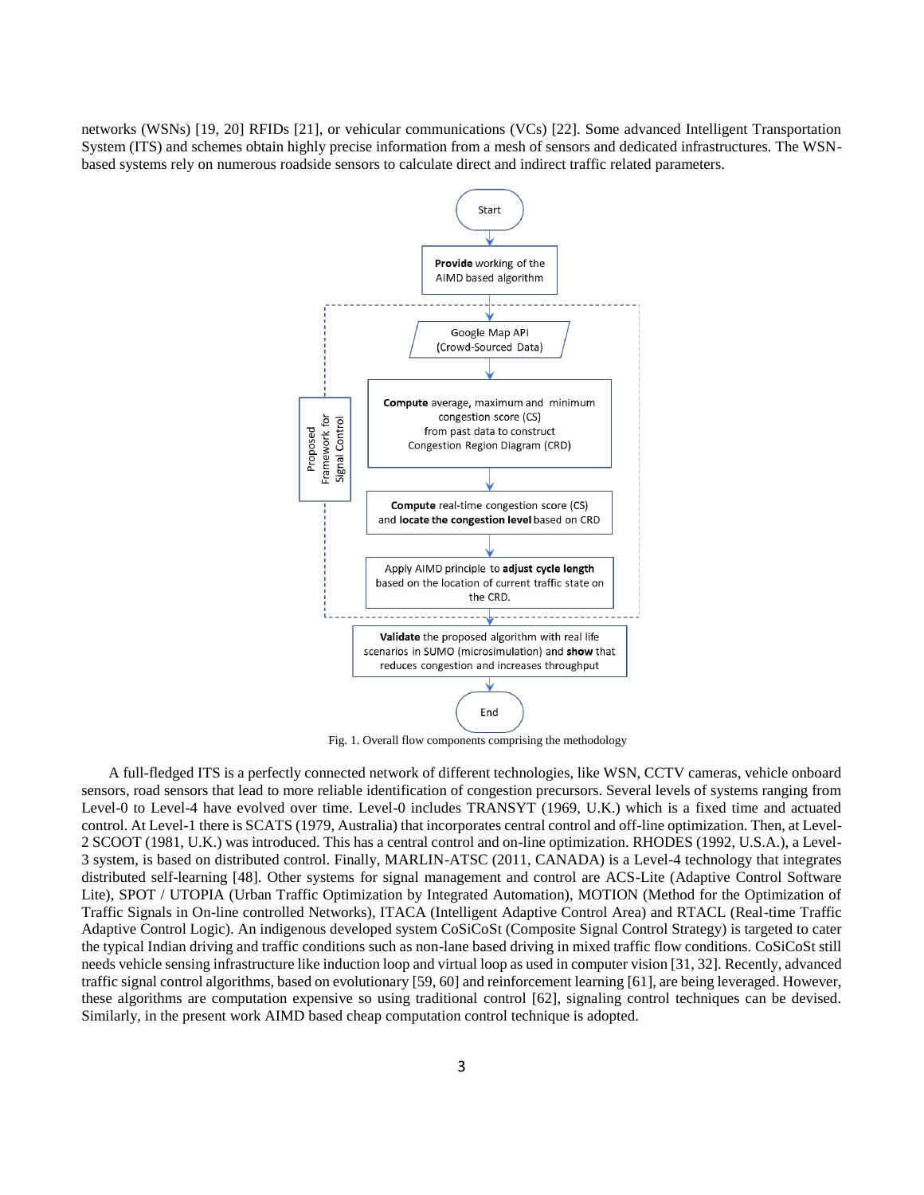networks (WSNs) [19, 20] RFIDs [21], or vehicular communications (VCs) [22]. Some advanced Intelligent Transportation System (ITS) and schemes obtain highly precise information from a mesh of sensors and dedicated infrastructures. The WSN-based systems rely on numerous roadside sensors to calculate direct and indirect traffic related parameters.

Fig. 1. Overall flow components comprising the methodology

A full-fledged ITS is a perfectly connected network of different technologies, like WSN, CCTV cameras, vehicle onboard sensors, road sensors that lead to more reliable identification of congestion precursors. Several levels of systems ranging from Level-0 to Level-4 have evolved over time. Level-0 includes TRANSYT (1969, U.K.) which is a fixed time and actuated control. At Level-1 there is SCATS (1979, Australia) that incorporates central control and off-line optimization. Then, at Level-2 SCOOT (1981, U.K.) was introduced. This has a central control and on-line optimization. RHODES (1992, U.S.A.), a Level-3 system, is based on distributed control. Finally, MARLIN-ATSC (2011, CANADA) is a Level-4 technology that integrates distributed self-learning [48]. Other systems for signal management and control are ACS-Lite (Adaptive Control Software Lite), SPOT / UTOPIA (Urban Traffic Optimization by Integrated Automation), MOTION (Method for the Optimization of Traffic Signals in On-line controlled Networks), ITACA (Intelligent Adaptive Control Area) and RTACL (Real-time Traffic Adaptive Control Logic). An indigenous developed system CoSiCoSt (Composite Signal Control Strategy) is targeted to cater the typical Indian driving and traffic conditions such as non-lane based driving in mixed traffic flow conditions. CoSiCoSt still needs vehicle sensing infrastructure like induction loop and virtual loop as used in computer vision [31, 32]. Recently, advanced traffic signal control algorithms, based on evolutionary [59, 60] and reinforcement learning [61], are being leveraged. However, these algorithms are computation expensive so using traditional control [62], signaling control techniques can be devised. Similarly, in the present work AIMD based cheap computation control technique is adopted.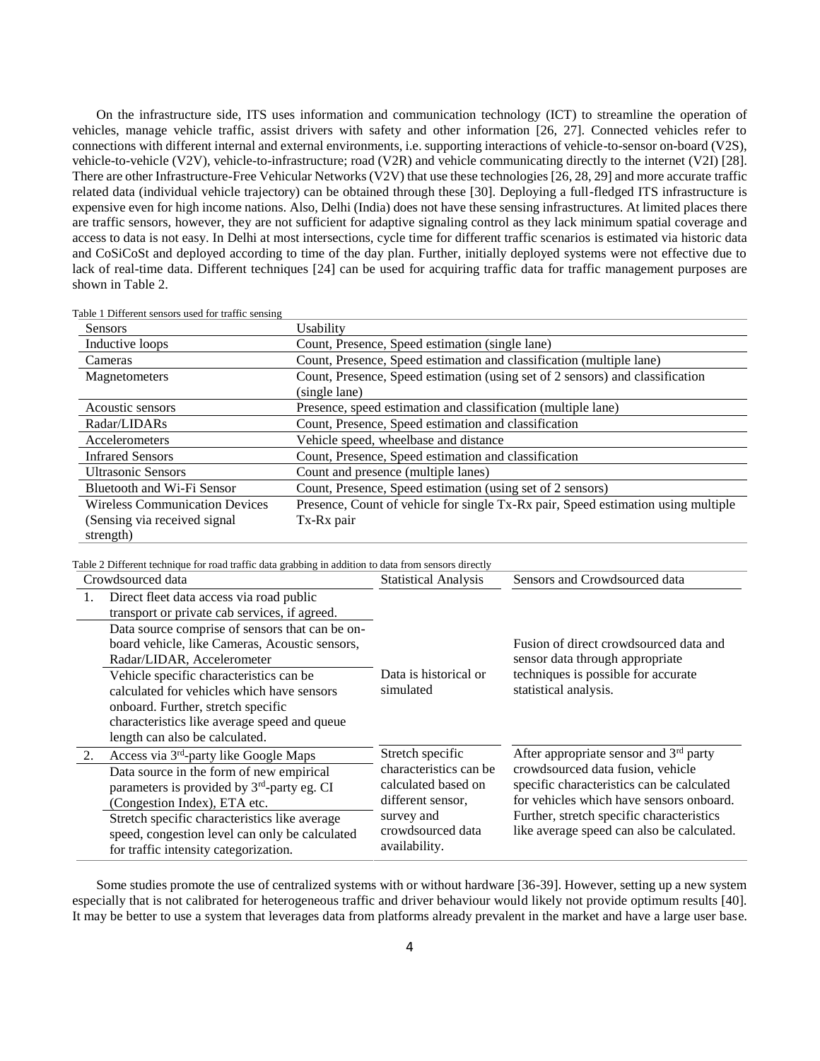On the infrastructure side, ITS uses information and communication technology (ICT) to streamline the operation of vehicles, manage vehicle traffic, assist drivers with safety and other information [26, 27]. Connected vehicles refer to connections with different internal and external environments, i.e. supporting interactions of vehicle-to-sensor on-board (V2S), vehicle-to-vehicle (V2V), vehicle-to-infrastructure; road (V2R) and vehicle communicating directly to the internet (V2I) [28]. There are other Infrastructure-Free Vehicular Networks (V2V) that use these technologies [26, 28, 29] and more accurate traffic related data (individual vehicle trajectory) can be obtained through these [30]. Deploying a full-fledged ITS infrastructure is expensive even for high income nations. Also, Delhi (India) does not have these sensing infrastructures. At limited places there are traffic sensors, however, they are not sufficient for adaptive signaling control as they lack minimum spatial coverage and access to data is not easy. In Delhi at most intersections, cycle time for different traffic scenarios is estimated via historic data and CoSiCoSt and deployed according to time of the day plan. Further, initially deployed systems were not effective due to lack of real-time data. Different techniques [24] can be used for acquiring traffic data for traffic management purposes are shown in Table 2.

Table 1 Different sensors used for traffic sensing

| Sensors | Usability |
|---|---|
| Inductive loops | Count, Presence, Speed estimation (single lane) |
| Cameras | Count, Presence, Speed estimation and classification (multiple lane) |
| Magnetometers | Count, Presence, Speed estimation (using set of 2 sensors) and classification (single lane) |
| Acoustic sensors | Presence, speed estimation and classification (multiple lane) |
| Radar/LIDARs | Count, Presence, Speed estimation and classification |
| Accelerometers | Vehicle speed, wheelbase and distance |
| Infrared Sensors | Count, Presence, Speed estimation and classification |
| Ultrasonic Sensors | Count and presence (multiple lanes) |
| Bluetooth and Wi-Fi Sensor | Count, Presence, Speed estimation (using set of 2 sensors) |
| Wireless Communication Devices (Sensing via received signal strength) | Presence, Count of vehicle for single Tx-Rx pair, Speed estimation using multiple Tx-Rx pair |

Table 2 Different technique for road traffic data grabbing in addition to data from sensors directly

| Crowdsourced data | Statistical Analysis | Sensors and Crowdsourced data |
|---|---|---|
| 1. Direct fleet data access via road public transport or private cab services, if agreed. Data source comprise of sensors that can be on-board vehicle, like Cameras, Acoustic sensors, Radar/LIDAR, Accelerometer. Vehicle specific characteristics can be calculated for vehicles which have sensors onboard. Further, stretch specific characteristics like average speed and queue length can also be calculated. | Data is historical or simulated | Fusion of direct crowdsourced data and sensor data through appropriate techniques is possible for accurate statistical analysis. |
| 2. Access via 3rd-party like Google Maps. Data source in the form of new empirical parameters is provided by 3rd-party eg. CI (Congestion Index), ETA etc. Stretch specific characteristics like average speed, congestion level can only be calculated for traffic intensity categorization. | Stretch specific characteristics can be calculated based on different sensor, survey and crowdsourced data availability. | After appropriate sensor and 3rd party crowdsourced data fusion, vehicle specific characteristics can be calculated for vehicles which have sensors onboard. Further, stretch specific characteristics like average speed can also be calculated. |

Some studies promote the use of centralized systems with or without hardware [36-39]. However, setting up a new system especially that is not calibrated for heterogeneous traffic and driver behaviour would likely not provide optimum results [40]. It may be better to use a system that leverages data from platforms already prevalent in the market and have a large user base.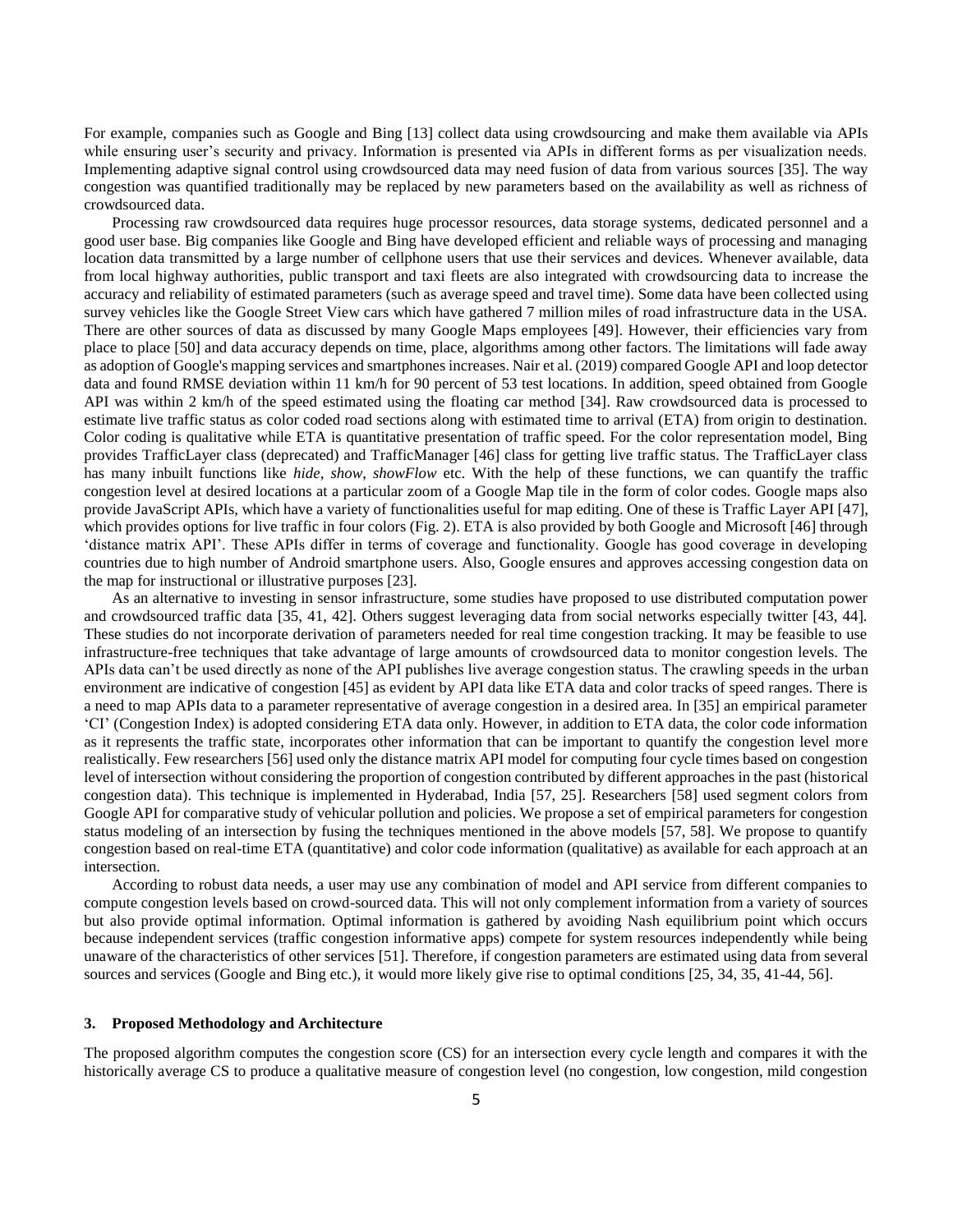For example, companies such as Google and Bing [13] collect data using crowdsourcing and make them available via APIs while ensuring user's security and privacy. Information is presented via APIs in different forms as per visualization needs. Implementing adaptive signal control using crowdsourced data may need fusion of data from various sources [35]. The way congestion was quantified traditionally may be replaced by new parameters based on the availability as well as richness of crowdsourced data.

Processing raw crowdsourced data requires huge processor resources, data storage systems, dedicated personnel and a good user base. Big companies like Google and Bing have developed efficient and reliable ways of processing and managing location data transmitted by a large number of cellphone users that use their services and devices. Whenever available, data from local highway authorities, public transport and taxi fleets are also integrated with crowdsourcing data to increase the accuracy and reliability of estimated parameters (such as average speed and travel time). Some data have been collected using survey vehicles like the Google Street View cars which have gathered 7 million miles of road infrastructure data in the USA. There are other sources of data as discussed by many Google Maps employees [49]. However, their efficiencies vary from place to place [50] and data accuracy depends on time, place, algorithms among other factors. The limitations will fade away as adoption of Google's mapping services and smartphones increases. Nair et al. (2019) compared Google API and loop detector data and found RMSE deviation within 11 km/h for 90 percent of 53 test locations. In addition, speed obtained from Google API was within 2 km/h of the speed estimated using the floating car method [34]. Raw crowdsourced data is processed to estimate live traffic status as color coded road sections along with estimated time to arrival (ETA) from origin to destination. Color coding is qualitative while ETA is quantitative presentation of traffic speed. For the color representation model, Bing provides TrafficLayer class (deprecated) and TrafficManager [46] class for getting live traffic status. The TrafficLayer class has many inbuilt functions like *hide*, *show*, *showFlow* etc. With the help of these functions, we can quantify the traffic congestion level at desired locations at a particular zoom of a Google Map tile in the form of color codes. Google maps also provide JavaScript APIs, which have a variety of functionalities useful for map editing. One of these is Traffic Layer API [47], which provides options for live traffic in four colors (Fig. 2). ETA is also provided by both Google and Microsoft [46] through 'distance matrix API'. These APIs differ in terms of coverage and functionality. Google has good coverage in developing countries due to high number of Android smartphone users. Also, Google ensures and approves accessing congestion data on the map for instructional or illustrative purposes [23].

As an alternative to investing in sensor infrastructure, some studies have proposed to use distributed computation power and crowdsourced traffic data [35, 41, 42]. Others suggest leveraging data from social networks especially twitter [43, 44]. These studies do not incorporate derivation of parameters needed for real time congestion tracking. It may be feasible to use infrastructure-free techniques that take advantage of large amounts of crowdsourced data to monitor congestion levels. The APIs data can't be used directly as none of the API publishes live average congestion status. The crawling speeds in the urban environment are indicative of congestion [45] as evident by API data like ETA data and color tracks of speed ranges. There is a need to map APIs data to a parameter representative of average congestion in a desired area. In [35] an empirical parameter 'CI' (Congestion Index) is adopted considering ETA data only. However, in addition to ETA data, the color code information as it represents the traffic state, incorporates other information that can be important to quantify the congestion level more realistically. Few researchers [56] used only the distance matrix API model for computing four cycle times based on congestion level of intersection without considering the proportion of congestion contributed by different approaches in the past (historical congestion data). This technique is implemented in Hyderabad, India [57, 25]. Researchers [58] used segment colors from Google API for comparative study of vehicular pollution and policies. We propose a set of empirical parameters for congestion status modeling of an intersection by fusing the techniques mentioned in the above models [57, 58]. We propose to quantify congestion based on real-time ETA (quantitative) and color code information (qualitative) as available for each approach at an intersection.

According to robust data needs, a user may use any combination of model and API service from different companies to compute congestion levels based on crowd-sourced data. This will not only complement information from a variety of sources but also provide optimal information. Optimal information is gathered by avoiding Nash equilibrium point which occurs because independent services (traffic congestion informative apps) compete for system resources independently while being unaware of the characteristics of other services [51]. Therefore, if congestion parameters are estimated using data from several sources and services (Google and Bing etc.), it would more likely give rise to optimal conditions [25, 34, 35, 41-44, 56].

## 3. Proposed Methodology and Architecture

The proposed algorithm computes the congestion score (CS) for an intersection every cycle length and compares it with the historically average CS to produce a qualitative measure of congestion level (no congestion, low congestion, mild congestion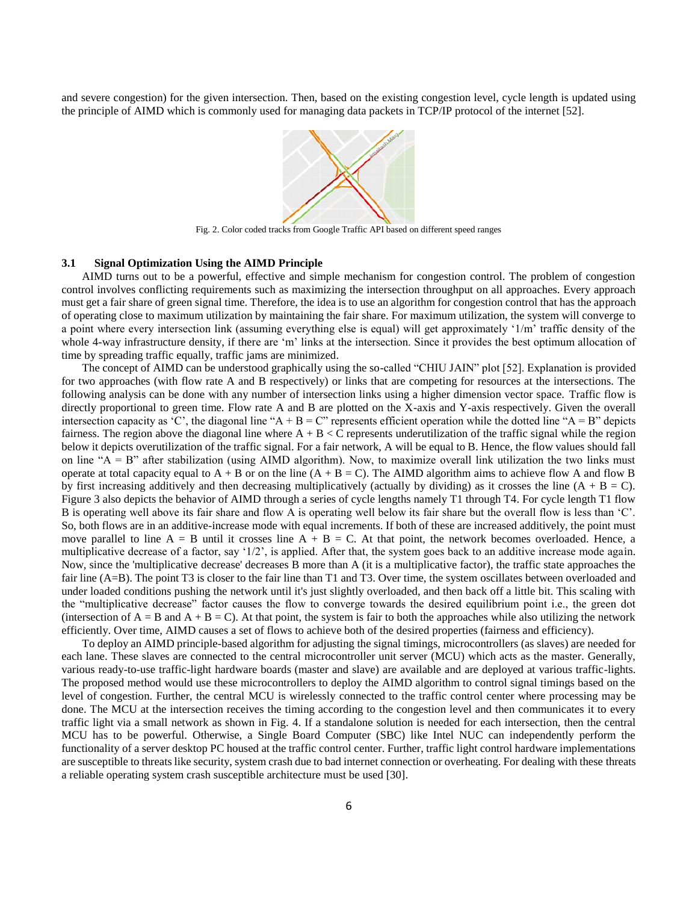and severe congestion) for the given intersection. Then, based on the existing congestion level, cycle length is updated using the principle of AIMD which is commonly used for managing data packets in TCP/IP protocol of the internet [52].

Fig. 2. Color coded tracks from Google Traffic API based on different speed ranges

### 3.1 Signal Optimization Using the AIMD Principle

AIMD turns out to be a powerful, effective and simple mechanism for congestion control. The problem of congestion control involves conflicting requirements such as maximizing the intersection throughput on all approaches. Every approach must get a fair share of green signal time. Therefore, the idea is to use an algorithm for congestion control that has the approach of operating close to maximum utilization by maintaining the fair share. For maximum utilization, the system will converge to a point where every intersection link (assuming everything else is equal) will get approximately '1/m' traffic density of the whole 4-way infrastructure density, if there are 'm' links at the intersection. Since it provides the best optimum allocation of time by spreading traffic equally, traffic jams are minimized.

The concept of AIMD can be understood graphically using the so-called "CHIU JAIN" plot [52]. Explanation is provided for two approaches (with flow rate A and B respectively) or links that are competing for resources at the intersections. The following analysis can be done with any number of intersection links using a higher dimension vector space. Traffic flow is directly proportional to green time. Flow rate A and B are plotted on the X-axis and Y-axis respectively. Given the overall intersection capacity as 'C', the diagonal line "$A + B = C$" represents efficient operation while the dotted line "$A = B$" depicts fairness. The region above the diagonal line where $A + B < C$ represents underutilization of the traffic signal while the region below it depicts overutilization of the traffic signal. For a fair network, A will be equal to B. Hence, the flow values should fall on line "$A = B$" after stabilization (using AIMD algorithm). Now, to maximize overall link utilization the two links must operate at total capacity equal to $A + B$ or on the line ($A + B = C$). The AIMD algorithm aims to achieve flow A and flow B by first increasing additively and then decreasing multiplicatively (actually by dividing) as it crosses the line ($A + B = C$). Figure 3 also depicts the behavior of AIMD through a series of cycle lengths namely T1 through T4. For cycle length T1 flow B is operating well above its fair share and flow A is operating well below its fair share but the overall flow is less than 'C'. So, both flows are in an additive-increase mode with equal increments. If both of these are increased additively, the point must move parallel to line $A = B$ until it crosses line $A + B = C$. At that point, the network becomes overloaded. Hence, a multiplicative decrease of a factor, say '1/2', is applied. After that, the system goes back to an additive increase mode again. Now, since the 'multiplicative decrease' decreases B more than A (it is a multiplicative factor), the traffic state approaches the fair line (A=B). The point T3 is closer to the fair line than T1 and T3. Over time, the system oscillates between overloaded and under loaded conditions pushing the network until it's just slightly overloaded, and then back off a little bit. This scaling with the "multiplicative decrease" factor causes the flow to converge towards the desired equilibrium point i.e., the green dot (intersection of $A = B$ and $A + B = C$). At that point, the system is fair to both the approaches while also utilizing the network efficiently. Over time, AIMD causes a set of flows to achieve both of the desired properties (fairness and efficiency).

To deploy an AIMD principle-based algorithm for adjusting the signal timings, microcontrollers (as slaves) are needed for each lane. These slaves are connected to the central microcontroller unit server (MCU) which acts as the master. Generally, various ready-to-use traffic-light hardware boards (master and slave) are available and are deployed at various traffic-lights. The proposed method would use these microcontrollers to deploy the AIMD algorithm to control signal timings based on the level of congestion. Further, the central MCU is wirelessly connected to the traffic control center where processing may be done. The MCU at the intersection receives the timing according to the congestion level and then communicates it to every traffic light via a small network as shown in Fig. 4. If a standalone solution is needed for each intersection, then the central MCU has to be powerful. Otherwise, a Single Board Computer (SBC) like Intel NUC can independently perform the functionality of a server desktop PC housed at the traffic control center. Further, traffic light control hardware implementations are susceptible to threats like security, system crash due to bad internet connection or overheating. For dealing with these threats a reliable operating system crash susceptible architecture must be used [30].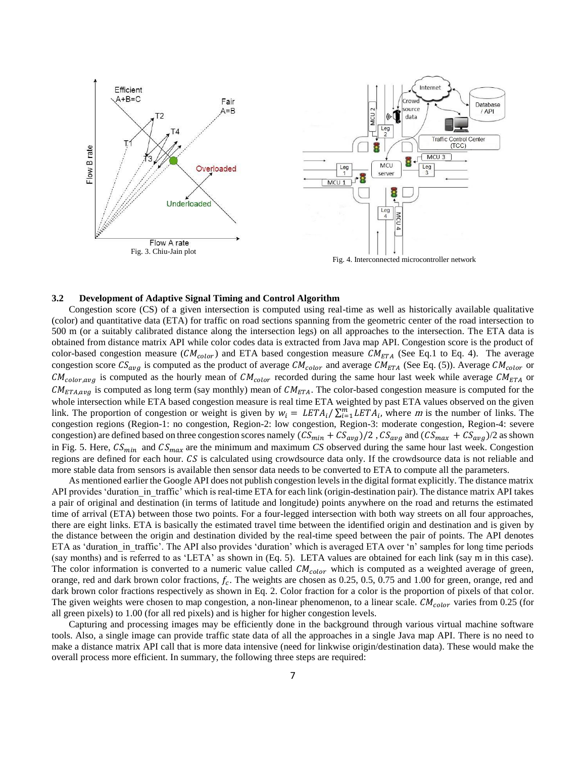Fig. 3. Chiu-Jain plot

Fig. 4. Interconnected microcontroller network

### 3.2 Development of Adaptive Signal Timing and Control Algorithm

Congestion score (CS) of a given intersection is computed using real-time as well as historically available qualitative (color) and quantitative data (ETA) for traffic on road sections spanning from the geometric center of the road intersection to 500 m (or a suitably calibrated distance along the intersection legs) on all approaches to the intersection. The ETA data is obtained from distance matrix API while color codes data is extracted from Java map API. Congestion score is the product of color-based congestion measure ($CM_{color}$) and ETA based congestion measure $CM_{ETA}$ (See Eq.1 to Eq. 4). The average congestion score $CS_{avg}$ is computed as the product of average $CM_{color}$ and average $CM_{ETA}$ (See Eq. (5)). Average $CM_{color}$ or $CM_{color,avg}$ is computed as the hourly mean of $CM_{color}$ recorded during the same hour last week while average $CM_{ETA}$ or $CM_{ETA,avg}$ is computed as long term (say monthly) mean of $CM_{ETA}$. The color-based congestion measure is computed for the whole intersection while ETA based congestion measure is real time ETA weighted by past ETA values observed on the given link. The proportion of congestion or weight is given by $w_i = LETA_i / \sum_{i=1}^{m} LETA_i$, where $m$ is the number of links. The congestion regions (Region-1: no congestion, Region-2: low congestion, Region-3: moderate congestion, Region-4: severe congestion) are defined based on three congestion scores namely $(CS_{min} + CS_{avg})/2$ , $CS_{avg}$ and $(CS_{max} + CS_{avg})/2$ as shown in Fig. 5. Here, $CS_{min}$ and $CS_{max}$ are the minimum and maximum *CS* observed during the same hour last week. Congestion regions are defined for each hour. $CS$ is calculated using crowdsource data only. If the crowdsource data is not reliable and more stable data from sensors is available then sensor data needs to be converted to ETA to compute all the parameters.

As mentioned earlier the Google API does not publish congestion levels in the digital format explicitly. The distance matrix API provides 'duration_in_traffic' which is real-time ETA for each link (origin-destination pair). The distance matrix API takes a pair of original and destination (in terms of latitude and longitude) points anywhere on the road and returns the estimated time of arrival (ETA) between those two points. For a four-legged intersection with both way streets on all four approaches, there are eight links. ETA is basically the estimated travel time between the identified origin and destination and is given by the distance between the origin and destination divided by the real-time speed between the pair of points. The API denotes ETA as 'duration_in_traffic'. The API also provides 'duration' which is averaged ETA over 'n' samples for long time periods (say months) and is referred to as 'LETA' as shown in (Eq. 5). LETA values are obtained for each link (say m in this case). The color information is converted to a numeric value called $CM_{color}$ which is computed as a weighted average of green, orange, red and dark brown color fractions, $f_c$. The weights are chosen as 0.25, 0.5, 0.75 and 1.00 for green, orange, red and dark brown color fractions respectively as shown in Eq. 2. Color fraction for a color is the proportion of pixels of that color. The given weights were chosen to map congestion, a non-linear phenomenon, to a linear scale. $CM_{color}$ varies from 0.25 (for all green pixels) to 1.00 (for all red pixels) and is higher for higher congestion levels.

Capturing and processing images may be efficiently done in the background through various virtual machine software tools. Also, a single image can provide traffic state data of all the approaches in a single Java map API. There is no need to make a distance matrix API call that is more data intensive (need for linkwise origin/destination data). These would make the overall process more efficient. In summary, the following three steps are required: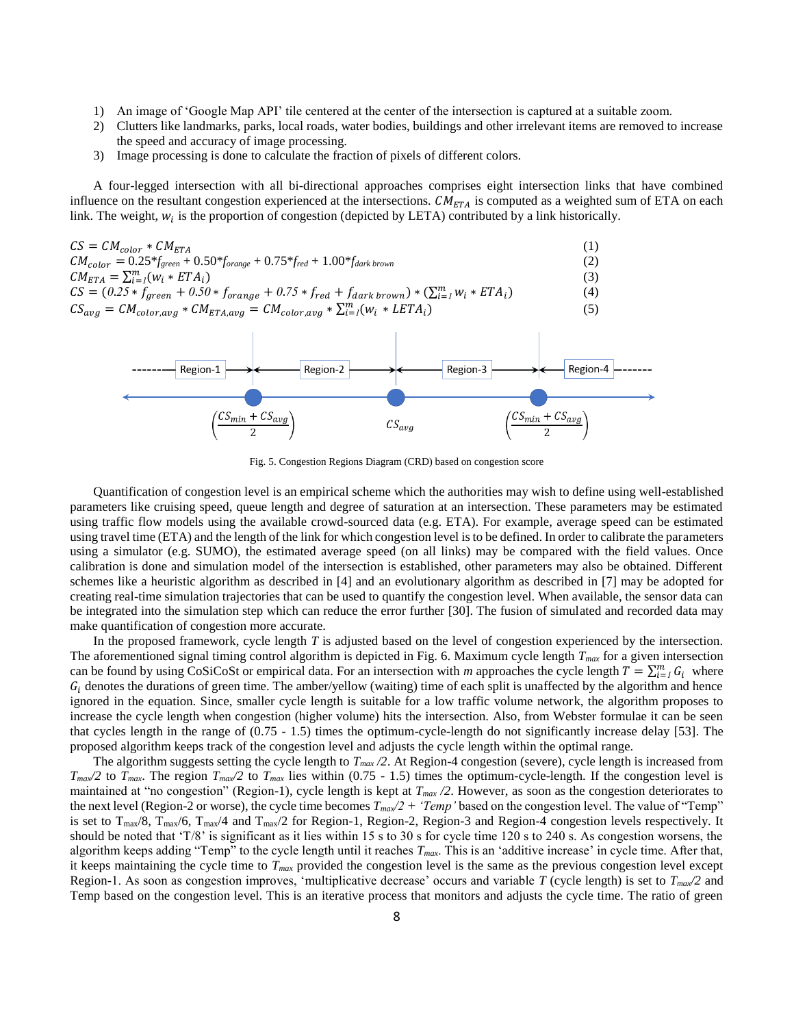1) An image of 'Google Map API' tile centered at the center of the intersection is captured at a suitable zoom.
2) Clutters like landmarks, parks, local roads, water bodies, buildings and other irrelevant items are removed to increase the speed and accuracy of image processing.
3) Image processing is done to calculate the fraction of pixels of different colors.

A four-legged intersection with all bi-directional approaches comprises eight intersection links that have combined influence on the resultant congestion experienced at the intersections. $CM_{ETA}$ is computed as a weighted sum of ETA on each link. The weight, $w_i$ is the proportion of congestion (depicted by LETA) contributed by a link historically.

$$CS = CM_{color} * CM_{ETA} \tag{1}$$

$$CM_{color} = 0.25*f_{green} + 0.50*f_{orange} + 0.75*f_{red} + 1.00*f_{dark\ brown} \tag{2}$$

$$CM_{ETA} = \sum_{i=1}^{m}(w_i * ETA_i) \tag{3}$$

$$CS = (0.25 * f_{green} + 0.50 * f_{orange} + 0.75 * f_{red} + f_{dark\ brown}) * (\sum_{i=1}^{m} w_i * ETA_i) \tag{4}$$

$$CS_{avg} = CM_{color,avg} * CM_{ETA,avg} = CM_{color,avg} * \sum_{i=1}^{m}(w_i * LETA_i) \tag{5}$$

Region-1 | Region-2 | Region-3 | Region-4

$\left(\frac{CS_{min} + CS_{avg}}{2}\right)$ $CS_{avg}$ $\left(\frac{CS_{min} + CS_{avg}}{2}\right)$

Fig. 5. Congestion Regions Diagram (CRD) based on congestion score

Quantification of congestion level is an empirical scheme which the authorities may wish to define using well-established parameters like cruising speed, queue length and degree of saturation at an intersection. These parameters may be estimated using traffic flow models using the available crowd-sourced data (e.g. ETA). For example, average speed can be estimated using travel time (ETA) and the length of the link for which congestion level is to be defined. In order to calibrate the parameters using a simulator (e.g. SUMO), the estimated average speed (on all links) may be compared with the field values. Once calibration is done and simulation model of the intersection is established, other parameters may also be obtained. Different schemes like a heuristic algorithm as described in [4] and an evolutionary algorithm as described in [7] may be adopted for creating real-time simulation trajectories that can be used to quantify the congestion level. When available, the sensor data can be integrated into the simulation step which can reduce the error further [30]. The fusion of simulated and recorded data may make quantification of congestion more accurate.

In the proposed framework, cycle length $T$ is adjusted based on the level of congestion experienced by the intersection. The aforementioned signal timing control algorithm is depicted in Fig. 6. Maximum cycle length $T_{max}$ for a given intersection can be found by using CoSiCoSt or empirical data. For an intersection with $m$ approaches the cycle length $T = \sum_{i=1}^{m} G_i$ where $G_i$ denotes the durations of green time. The amber/yellow (waiting) time of each split is unaffected by the algorithm and hence ignored in the equation. Since, smaller cycle length is suitable for a low traffic volume network, the algorithm proposes to increase the cycle length when congestion (higher volume) hits the intersection. Also, from Webster formulae it can be seen that cycles length in the range of (0.75 - 1.5) times the optimum-cycle-length do not significantly increase delay [53]. The proposed algorithm keeps track of the congestion level and adjusts the cycle length within the optimal range.

The algorithm suggests setting the cycle length to $T_{max}/2$. At Region-4 congestion (severe), cycle length is increased from $T_{max}/2$ to $T_{max}$. The region $T_{max}/2$ to $T_{max}$ lies within (0.75 - 1.5) times the optimum-cycle-length. If the congestion level is maintained at "no congestion" (Region-1), cycle length is kept at $T_{max}/2$. However, as soon as the congestion deteriorates to the next level (Region-2 or worse), the cycle time becomes $T_{max}/2$ + *'Temp'* based on the congestion level. The value of "Temp" is set to $T_{max}/8$, $T_{max}/6$, $T_{max}/4$ and $T_{max}/2$ for Region-1, Region-2, Region-3 and Region-4 congestion levels respectively. It should be noted that 'T/8' is significant as it lies within 15 s to 30 s for cycle time 120 s to 240 s. As congestion worsens, the algorithm keeps adding "Temp" to the cycle length until it reaches $T_{max}$. This is an 'additive increase' in cycle time. After that, it keeps maintaining the cycle time to $T_{max}$ provided the congestion level is the same as the previous congestion level except Region-1. As soon as congestion improves, 'multiplicative decrease' occurs and variable $T$ (cycle length) is set to $T_{max}/2$ and Temp based on the congestion level. This is an iterative process that monitors and adjusts the cycle time. The ratio of green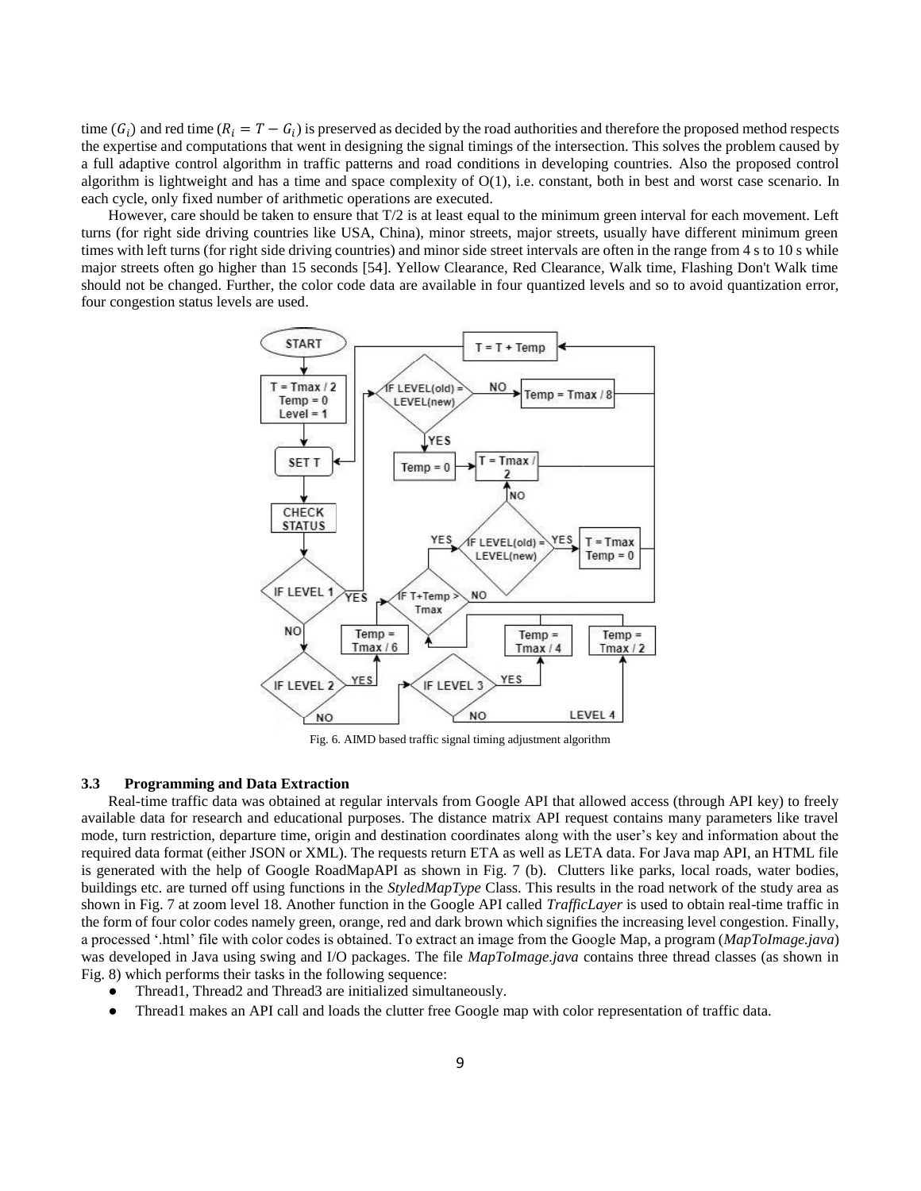time ($G_i$) and red time ($R_i = T - G_i$) is preserved as decided by the road authorities and therefore the proposed method respects the expertise and computations that went in designing the signal timings of the intersection. This solves the problem caused by a full adaptive control algorithm in traffic patterns and road conditions in developing countries. Also the proposed control algorithm is lightweight and has a time and space complexity of O(1), i.e. constant, both in best and worst case scenario. In each cycle, only fixed number of arithmetic operations are executed.

However, care should be taken to ensure that T/2 is at least equal to the minimum green interval for each movement. Left turns (for right side driving countries like USA, China), minor streets, major streets, usually have different minimum green times with left turns (for right side driving countries) and minor side street intervals are often in the range from 4 s to 10 s while major streets often go higher than 15 seconds [54]. Yellow Clearance, Red Clearance, Walk time, Flashing Don't Walk time should not be changed. Further, the color code data are available in four quantized levels and so to avoid quantization error, four congestion status levels are used.

Fig. 6. AIMD based traffic signal timing adjustment algorithm

### 3.3 Programming and Data Extraction

Real-time traffic data was obtained at regular intervals from Google API that allowed access (through API key) to freely available data for research and educational purposes. The distance matrix API request contains many parameters like travel mode, turn restriction, departure time, origin and destination coordinates along with the user's key and information about the required data format (either JSON or XML). The requests return ETA as well as LETA data. For Java map API, an HTML file is generated with the help of Google RoadMapAPI as shown in Fig. 7 (b). Clutters like parks, local roads, water bodies, buildings etc. are turned off using functions in the *StyledMapType* Class. This results in the road network of the study area as shown in Fig. 7 at zoom level 18. Another function in the Google API called *TrafficLayer* is used to obtain real-time traffic in the form of four color codes namely green, orange, red and dark brown which signifies the increasing level congestion. Finally, a processed '.html' file with color codes is obtained. To extract an image from the Google Map, a program (*MapToImage.java*) was developed in Java using swing and I/O packages. The file *MapToImage.java* contains three thread classes (as shown in Fig. 8) which performs their tasks in the following sequence:

- Thread1, Thread2 and Thread3 are initialized simultaneously.
- Thread1 makes an API call and loads the clutter free Google map with color representation of traffic data.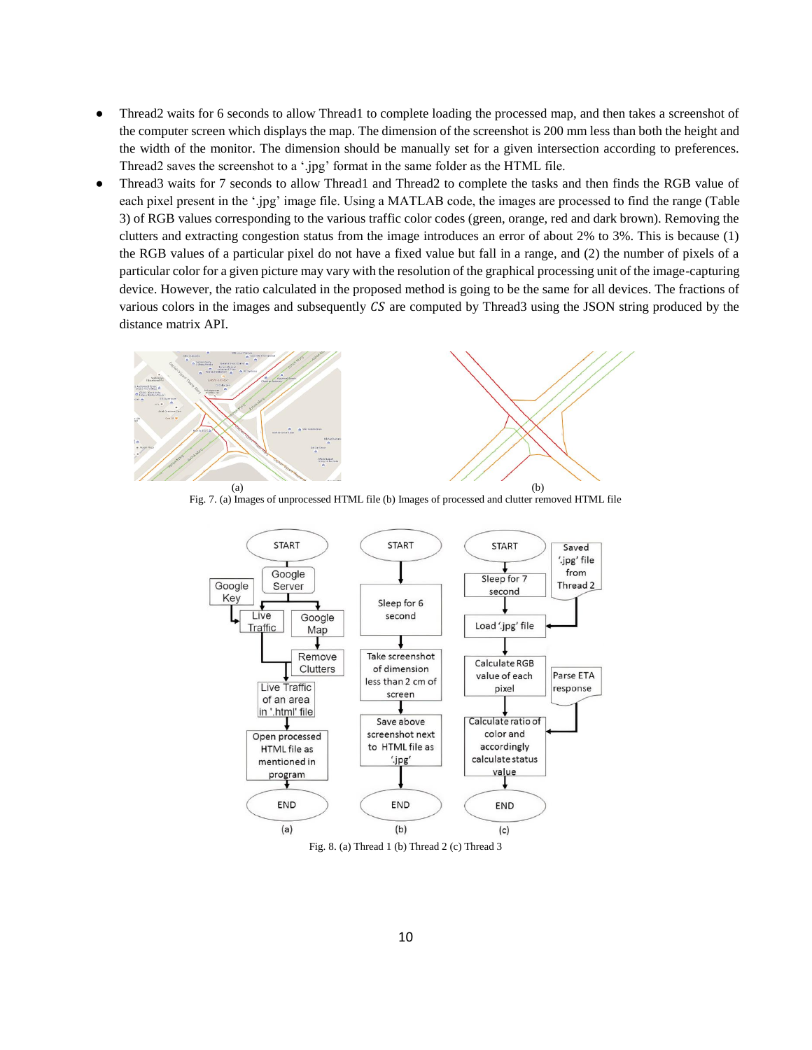- Thread2 waits for 6 seconds to allow Thread1 to complete loading the processed map, and then takes a screenshot of the computer screen which displays the map. The dimension of the screenshot is 200 mm less than both the height and the width of the monitor. The dimension should be manually set for a given intersection according to preferences. Thread2 saves the screenshot to a '.jpg' format in the same folder as the HTML file.
- Thread3 waits for 7 seconds to allow Thread1 and Thread2 to complete the tasks and then finds the RGB value of each pixel present in the '.jpg' image file. Using a MATLAB code, the images are processed to find the range (Table 3) of RGB values corresponding to the various traffic color codes (green, orange, red and dark brown). Removing the clutters and extracting congestion status from the image introduces an error of about 2% to 3%. This is because (1) the RGB values of a particular pixel do not have a fixed value but fall in a range, and (2) the number of pixels of a particular color for a given picture may vary with the resolution of the graphical processing unit of the image-capturing device. However, the ratio calculated in the proposed method is going to be the same for all devices. The fractions of various colors in the images and subsequently $CS$ are computed by Thread3 using the JSON string produced by the distance matrix API.

Fig. 7. (a) Images of unprocessed HTML file (b) Images of processed and clutter removed HTML file

Fig. 8. (a) Thread 1 (b) Thread 2 (c) Thread 3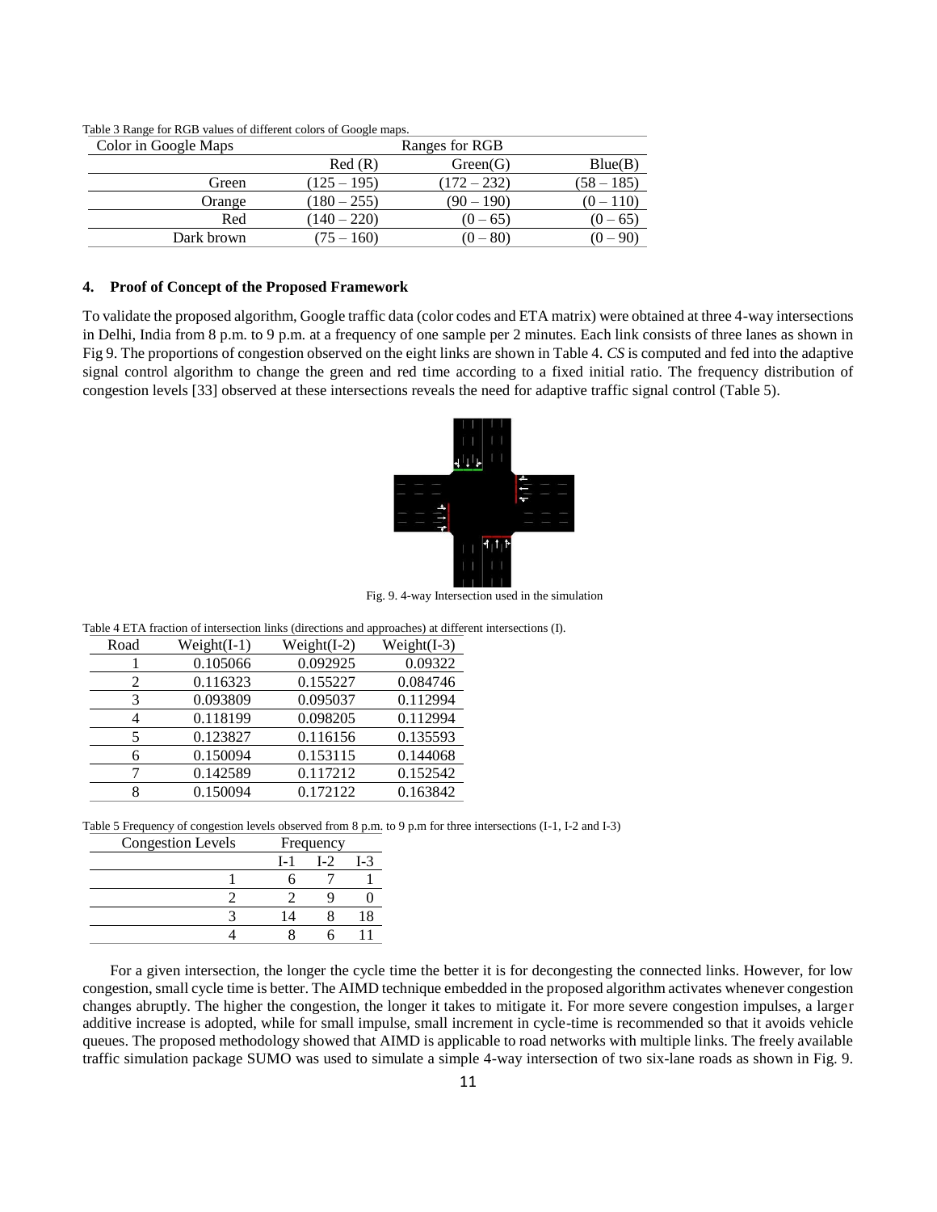Table 3 Range for RGB values of different colors of Google maps.

| Color in Google Maps | Ranges for RGB | | |
|---|---|---|---|
| | Red (R) | Green(G) | Blue(B) |
| Green | (125 – 195) | (172 – 232) | (58 – 185) |
| Orange | (180 – 255) | (90 – 190) | (0 – 110) |
| Red | (140 – 220) | (0 – 65) | (0 – 65) |
| Dark brown | (75 – 160) | (0 – 80) | (0 – 90) |

## 4. Proof of Concept of the Proposed Framework

To validate the proposed algorithm, Google traffic data (color codes and ETA matrix) were obtained at three 4-way intersections in Delhi, India from 8 p.m. to 9 p.m. at a frequency of one sample per 2 minutes. Each link consists of three lanes as shown in Fig 9. The proportions of congestion observed on the eight links are shown in Table 4. *CS* is computed and fed into the adaptive signal control algorithm to change the green and red time according to a fixed initial ratio. The frequency distribution of congestion levels [33] observed at these intersections reveals the need for adaptive traffic signal control (Table 5).

Fig. 9. 4-way Intersection used in the simulation

Table 4 ETA fraction of intersection links (directions and approaches) at different intersections (I).

| Road | Weight(I-1) | Weight(I-2) | Weight(I-3) |
|---|---|---|---|
| 1 | 0.105066 | 0.092925 | 0.09322 |
| 2 | 0.116323 | 0.155227 | 0.084746 |
| 3 | 0.093809 | 0.095037 | 0.112994 |
| 4 | 0.118199 | 0.098205 | 0.112994 |
| 5 | 0.123827 | 0.116156 | 0.135593 |
| 6 | 0.150094 | 0.153115 | 0.144068 |
| 7 | 0.142589 | 0.117212 | 0.152542 |
| 8 | 0.150094 | 0.172122 | 0.163842 |

Table 5 Frequency of congestion levels observed from 8 p.m. to 9 p.m for three intersections (I-1, I-2 and I-3)

| Congestion Levels | Frequency | | |
|---|---|---|---|
| | I-1 | I-2 | I-3 |
| 1 | 6 | 7 | 1 |
| 2 | 2 | 9 | 0 |
| 3 | 14 | 8 | 18 |
| 4 | 8 | 6 | 11 |

For a given intersection, the longer the cycle time the better it is for decongesting the connected links. However, for low congestion, small cycle time is better. The AIMD technique embedded in the proposed algorithm activates whenever congestion changes abruptly. The higher the congestion, the longer it takes to mitigate it. For more severe congestion impulses, a larger additive increase is adopted, while for small impulse, small increment in cycle-time is recommended so that it avoids vehicle queues. The proposed methodology showed that AIMD is applicable to road networks with multiple links. The freely available traffic simulation package SUMO was used to simulate a simple 4-way intersection of two six-lane roads as shown in Fig. 9.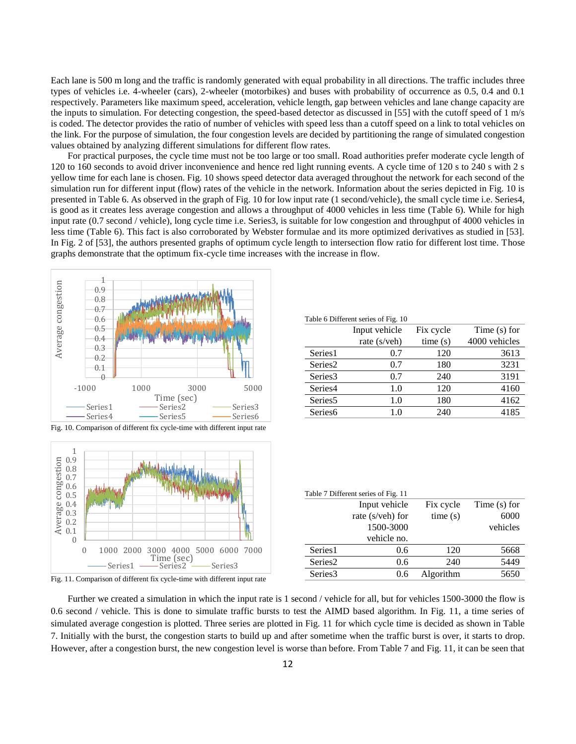Each lane is 500 m long and the traffic is randomly generated with equal probability in all directions. The traffic includes three types of vehicles i.e. 4-wheeler (cars), 2-wheeler (motorbikes) and buses with probability of occurrence as 0.5, 0.4 and 0.1 respectively. Parameters like maximum speed, acceleration, vehicle length, gap between vehicles and lane change capacity are the inputs to simulation. For detecting congestion, the speed-based detector as discussed in [55] with the cutoff speed of 1 m/s is coded. The detector provides the ratio of number of vehicles with speed less than a cutoff speed on a link to total vehicles on the link. For the purpose of simulation, the four congestion levels are decided by partitioning the range of simulated congestion values obtained by analyzing different simulations for different flow rates.

For practical purposes, the cycle time must not be too large or too small. Road authorities prefer moderate cycle length of 120 to 160 seconds to avoid driver inconvenience and hence red light running events. A cycle time of 120 s to 240 s with 2 s yellow time for each lane is chosen. Fig. 10 shows speed detector data averaged throughout the network for each second of the simulation run for different input (flow) rates of the vehicle in the network. Information about the series depicted in Fig. 10 is presented in Table 6. As observed in the graph of Fig. 10 for low input rate (1 second/vehicle), the small cycle time i.e. Series4, is good as it creates less average congestion and allows a throughput of 4000 vehicles in less time (Table 6). While for high input rate (0.7 second / vehicle), long cycle time i.e. Series3, is suitable for low congestion and throughput of 4000 vehicles in less time (Table 6). This fact is also corroborated by Webster formulae and its more optimized derivatives as studied in [53]. In Fig. 2 of [53], the authors presented graphs of optimum cycle length to intersection flow ratio for different lost time. Those graphs demonstrate that the optimum fix-cycle time increases with the increase in flow.

Fig. 10. Comparison of different fix cycle-time with different input rate

Table 6 Different series of Fig. 10

| | Input vehicle rate (s/veh) | Fix cycle time (s) | Time (s) for 4000 vehicles |
|---|---|---|---|
| Series1 | 0.7 | 120 | 3613 |
| Series2 | 0.7 | 180 | 3231 |
| Series3 | 0.7 | 240 | 3191 |
| Series4 | 1.0 | 120 | 4160 |
| Series5 | 1.0 | 180 | 4162 |
| Series6 | 1.0 | 240 | 4185 |

Fig. 11. Comparison of different fix cycle-time with different input rate

Table 7 Different series of Fig. 11

| | Input vehicle rate (s/veh) for 1500-3000 vehicle no. | Fix cycle time (s) | Time (s) for 6000 vehicles |
|---|---|---|---|
| Series1 | 0.6 | 120 | 5668 |
| Series2 | 0.6 | 240 | 5449 |
| Series3 | 0.6 | Algorithm | 5650 |

Further we created a simulation in which the input rate is 1 second / vehicle for all, but for vehicles 1500-3000 the flow is 0.6 second / vehicle. This is done to simulate traffic bursts to test the AIMD based algorithm. In Fig. 11, a time series of simulated average congestion is plotted. Three series are plotted in Fig. 11 for which cycle time is decided as shown in Table 7. Initially with the burst, the congestion starts to build up and after sometime when the traffic burst is over, it starts to drop. However, after a congestion burst, the new congestion level is worse than before. From Table 7 and Fig. 11, it can be seen that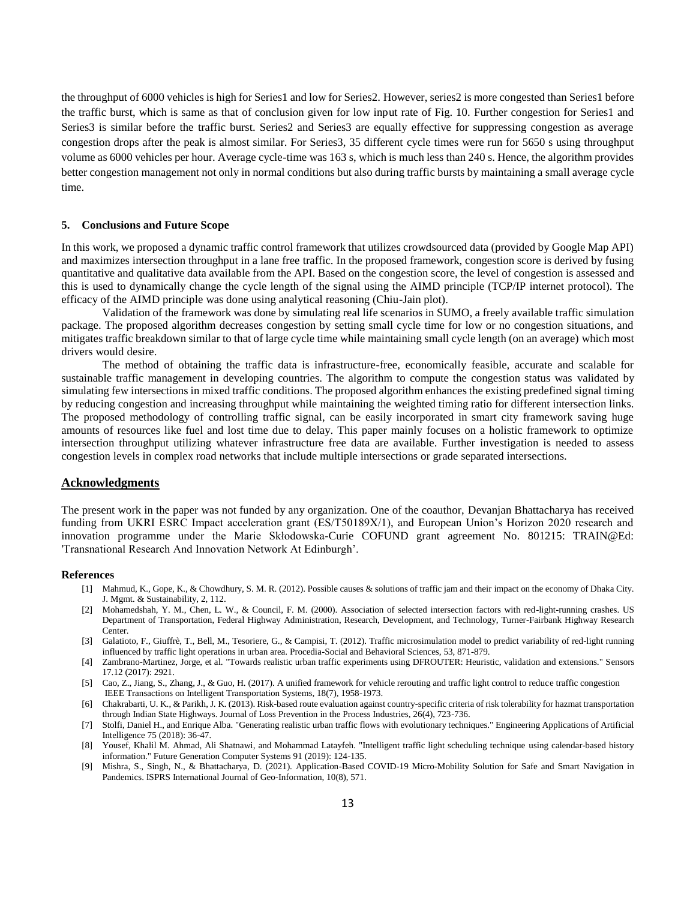the throughput of 6000 vehicles is high for Series1 and low for Series2. However, series2 is more congested than Series1 before the traffic burst, which is same as that of conclusion given for low input rate of Fig. 10. Further congestion for Series1 and Series3 is similar before the traffic burst. Series2 and Series3 are equally effective for suppressing congestion as average congestion drops after the peak is almost similar. For Series3, 35 different cycle times were run for 5650 s using throughput volume as 6000 vehicles per hour. Average cycle-time was 163 s, which is much less than 240 s. Hence, the algorithm provides better congestion management not only in normal conditions but also during traffic bursts by maintaining a small average cycle time.

### 5. Conclusions and Future Scope

In this work, we proposed a dynamic traffic control framework that utilizes crowdsourced data (provided by Google Map API) and maximizes intersection throughput in a lane free traffic. In the proposed framework, congestion score is derived by fusing quantitative and qualitative data available from the API. Based on the congestion score, the level of congestion is assessed and this is used to dynamically change the cycle length of the signal using the AIMD principle (TCP/IP internet protocol). The efficacy of the AIMD principle was done using analytical reasoning (Chiu-Jain plot).

Validation of the framework was done by simulating real life scenarios in SUMO, a freely available traffic simulation package. The proposed algorithm decreases congestion by setting small cycle time for low or no congestion situations, and mitigates traffic breakdown similar to that of large cycle time while maintaining small cycle length (on an average) which most drivers would desire.

The method of obtaining the traffic data is infrastructure-free, economically feasible, accurate and scalable for sustainable traffic management in developing countries. The algorithm to compute the congestion status was validated by simulating few intersections in mixed traffic conditions. The proposed algorithm enhances the existing predefined signal timing by reducing congestion and increasing throughput while maintaining the weighted timing ratio for different intersection links. The proposed methodology of controlling traffic signal, can be easily incorporated in smart city framework saving huge amounts of resources like fuel and lost time due to delay. This paper mainly focuses on a holistic framework to optimize intersection throughput utilizing whatever infrastructure free data are available. Further investigation is needed to assess congestion levels in complex road networks that include multiple intersections or grade separated intersections.

## Acknowledgments

The present work in the paper was not funded by any organization. One of the coauthor, Devanjan Bhattacharya has received funding from UKRI ESRC Impact acceleration grant (ES/T50189X/1), and European Union's Horizon 2020 research and innovation programme under the Marie Skłodowska-Curie COFUND grant agreement No. 801215: TRAIN@Ed: 'Transnational Research And Innovation Network At Edinburgh'.

### References

[1] Mahmud, K., Gope, K., & Chowdhury, S. M. R. (2012). Possible causes & solutions of traffic jam and their impact on the economy of Dhaka City. J. Mgmt. & Sustainability, 2, 112.

[2] Mohamedshah, Y. M., Chen, L. W., & Council, F. M. (2000). Association of selected intersection factors with red-light-running crashes. US Department of Transportation, Federal Highway Administration, Research, Development, and Technology, Turner-Fairbank Highway Research Center.

[3] Galatioto, F., Giuffrè, T., Bell, M., Tesoriere, G., & Campisi, T. (2012). Traffic microsimulation model to predict variability of red-light running influenced by traffic light operations in urban area. Procedia-Social and Behavioral Sciences, 53, 871-879.

[4] Zambrano-Martinez, Jorge, et al. "Towards realistic urban traffic experiments using DFROUTER: Heuristic, validation and extensions." Sensors 17.12 (2017): 2921.

[5] Cao, Z., Jiang, S., Zhang, J., & Guo, H. (2017). A unified framework for vehicle rerouting and traffic light control to reduce traffic congestion IEEE Transactions on Intelligent Transportation Systems, 18(7), 1958-1973.

[6] Chakrabarti, U. K., & Parikh, J. K. (2013). Risk-based route evaluation against country-specific criteria of risk tolerability for hazmat transportation through Indian State Highways. Journal of Loss Prevention in the Process Industries, 26(4), 723-736.

[7] Stolfi, Daniel H., and Enrique Alba. "Generating realistic urban traffic flows with evolutionary techniques." Engineering Applications of Artificial Intelligence 75 (2018): 36-47.

[8] Yousef, Khalil M. Ahmad, Ali Shatnawi, and Mohammad Latayfeh. "Intelligent traffic light scheduling technique using calendar-based history information." Future Generation Computer Systems 91 (2019): 124-135.

[9] Mishra, S., Singh, N., & Bhattacharya, D. (2021). Application-Based COVID-19 Micro-Mobility Solution for Safe and Smart Navigation in Pandemics. ISPRS International Journal of Geo-Information, 10(8), 571.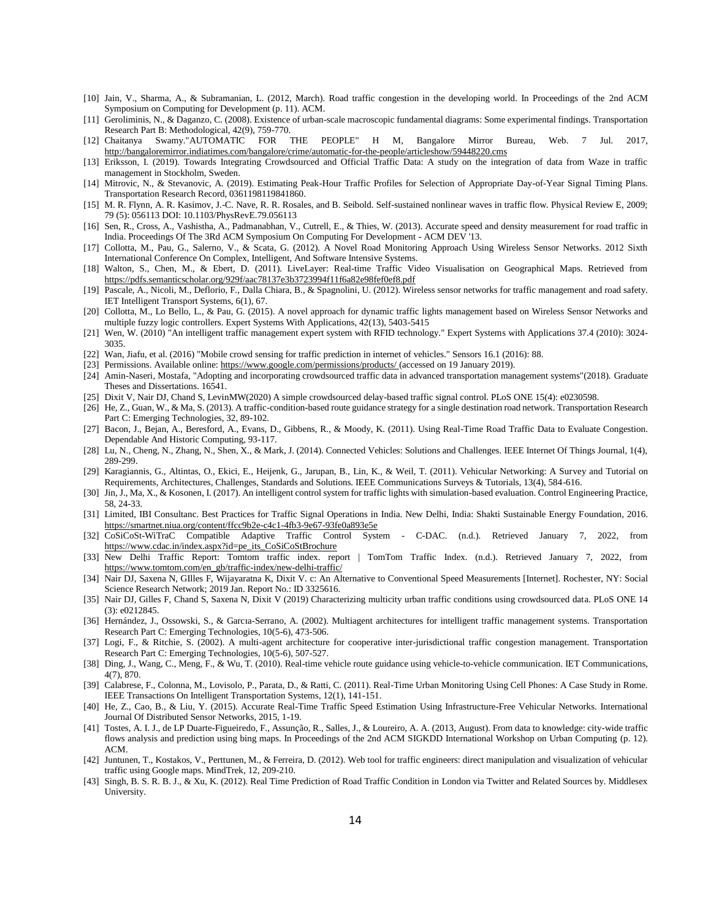[10] Jain, V., Sharma, A., & Subramanian, L. (2012, March). Road traffic congestion in the developing world. In Proceedings of the 2nd ACM Symposium on Computing for Development (p. 11). ACM.

[11] Geroliminis, N., & Daganzo, C. (2008). Existence of urban-scale macroscopic fundamental diagrams: Some experimental findings. Transportation Research Part B: Methodological, 42(9), 759-770.

[12] Chaitanya Swamy."AUTOMATIC FOR THE PEOPLE" H M, Bangalore Mirror Bureau, Web. 7 Jul. 2017, http://bangaloremirror.indiatimes.com/bangalore/crime/automatic-for-the-people/articleshow/59448220.cms

[13] Eriksson, I. (2019). Towards Integrating Crowdsourced and Official Traffic Data: A study on the integration of data from Waze in traffic management in Stockholm, Sweden.

[14] Mitrovic, N., & Stevanovic, A. (2019). Estimating Peak-Hour Traffic Profiles for Selection of Appropriate Day-of-Year Signal Timing Plans. Transportation Research Record, 0361198119841860.

[15] M. R. Flynn, A. R. Kasimov, J.-C. Nave, R. R. Rosales, and B. Seibold. Self-sustained nonlinear waves in traffic flow. Physical Review E, 2009; 79 (5): 056113 DOI: 10.1103/PhysRevE.79.056113

[16] Sen, R., Cross, A., Vashistha, A., Padmanabhan, V., Cutrell, E., & Thies, W. (2013). Accurate speed and density measurement for road traffic in India. Proceedings Of The 3Rd ACM Symposium On Computing For Development - ACM DEV '13.

[17] Collotta, M., Pau, G., Salerno, V., & Scata, G. (2012). A Novel Road Monitoring Approach Using Wireless Sensor Networks. 2012 Sixth International Conference On Complex, Intelligent, And Software Intensive Systems.

[18] Walton, S., Chen, M., & Ebert, D. (2011). LiveLayer: Real-time Traffic Video Visualisation on Geographical Maps. Retrieved from https://pdfs.semanticscholar.org/929f/aac78137e3b3723994f11f6a82e98fef0ef8.pdf

[19] Pascale, A., Nicoli, M., Deflorio, F., Dalla Chiara, B., & Spagnolini, U. (2012). Wireless sensor networks for traffic management and road safety. IET Intelligent Transport Systems, 6(1), 67.

[20] Collotta, M., Lo Bello, L., & Pau, G. (2015). A novel approach for dynamic traffic lights management based on Wireless Sensor Networks and multiple fuzzy logic controllers. Expert Systems With Applications, 42(13), 5403-5415

[21] Wen, W. (2010) "An intelligent traffic management expert system with RFID technology." Expert Systems with Applications 37.4 (2010): 3024-3035.

[22] Wan, Jiafu, et al. (2016) "Mobile crowd sensing for traffic prediction in internet of vehicles." Sensors 16.1 (2016): 88.

[23] Permissions. Available online: https://www.google.com/permissions/products/ (accessed on 19 January 2019).

[24] Amin-Naseri, Mostafa, "Adopting and incorporating crowdsourced traffic data in advanced transportation management systems"(2018). Graduate Theses and Dissertations. 16541.

[25] Dixit V, Nair DJ, Chand S, LevinMW(2020) A simple crowdsourced delay-based traffic signal control. PLoS ONE 15(4): e0230598.

[26] He, Z., Guan, W., & Ma, S. (2013). A traffic-condition-based route guidance strategy for a single destination road network. Transportation Research Part C: Emerging Technologies, 32, 89-102.

[27] Bacon, J., Bejan, A., Beresford, A., Evans, D., Gibbens, R., & Moody, K. (2011). Using Real-Time Road Traffic Data to Evaluate Congestion. Dependable And Historic Computing, 93-117.

[28] Lu, N., Cheng, N., Zhang, N., Shen, X., & Mark, J. (2014). Connected Vehicles: Solutions and Challenges. IEEE Internet Of Things Journal, 1(4), 289-299.

[29] Karagiannis, G., Altintas, O., Ekici, E., Heijenk, G., Jarupan, B., Lin, K., & Weil, T. (2011). Vehicular Networking: A Survey and Tutorial on Requirements, Architectures, Challenges, Standards and Solutions. IEEE Communications Surveys & Tutorials, 13(4), 584-616.

[30] Jin, J., Ma, X., & Kosonen, I. (2017). An intelligent control system for traffic lights with simulation-based evaluation. Control Engineering Practice, 58, 24-33.

[31] Limited, IBI Consultanc. Best Practices for Traffic Signal Operations in India. New Delhi, India: Shakti Sustainable Energy Foundation, 2016. https://smartnet.niua.org/content/ffcc9b2e-c4c1-4fb3-9e67-93fe0a893e5e

[32] CoSiCoSt-WiTraC Compatible Adaptive Traffic Control System - C-DAC. (n.d.). Retrieved January 7, 2022, from https://www.cdac.in/index.aspx?id=pe_its_CoSiCoStBrochure

[33] New Delhi Traffic Report: Tomtom traffic index. report | TomTom Traffic Index. (n.d.). Retrieved January 7, 2022, from https://www.tomtom.com/en_gb/traffic-index/new-delhi-traffic/

[34] Nair DJ, Saxena N, GIlles F, Wijayaratna K, Dixit V. c: An Alternative to Conventional Speed Measurements [Internet]. Rochester, NY: Social Science Research Network; 2019 Jan. Report No.: ID 3325616.

[35] Nair DJ, Gilles F, Chand S, Saxena N, Dixit V (2019) Characterizing multicity urban traffic conditions using crowdsourced data. PLoS ONE 14 (3): e0212845.

[36] Hernández, J., Ossowski, S., & Garcıa-Serrano, A. (2002). Multiagent architectures for intelligent traffic management systems. Transportation Research Part C: Emerging Technologies, 10(5-6), 473-506.

[37] Logi, F., & Ritchie, S. (2002). A multi-agent architecture for cooperative inter-jurisdictional traffic congestion management. Transportation Research Part C: Emerging Technologies, 10(5-6), 507-527.

[38] Ding, J., Wang, C., Meng, F., & Wu, T. (2010). Real-time vehicle route guidance using vehicle-to-vehicle communication. IET Communications, 4(7), 870.

[39] Calabrese, F., Colonna, M., Lovisolo, P., Parata, D., & Ratti, C. (2011). Real-Time Urban Monitoring Using Cell Phones: A Case Study in Rome. IEEE Transactions On Intelligent Transportation Systems, 12(1), 141-151.

[40] He, Z., Cao, B., & Liu, Y. (2015). Accurate Real-Time Traffic Speed Estimation Using Infrastructure-Free Vehicular Networks. International Journal Of Distributed Sensor Networks, 2015, 1-19.

[41] Tostes, A. I. J., de LP Duarte-Figueiredo, F., Assunção, R., Salles, J., & Loureiro, A. A. (2013, August). From data to knowledge: city-wide traffic flows analysis and prediction using bing maps. In Proceedings of the 2nd ACM SIGKDD International Workshop on Urban Computing (p. 12). ACM.

[42] Juntunen, T., Kostakos, V., Perttunen, M., & Ferreira, D. (2012). Web tool for traffic engineers: direct manipulation and visualization of vehicular traffic using Google maps. MindTrek, 12, 209-210.

[43] Singh, B. S. R. B. J., & Xu, K. (2012). Real Time Prediction of Road Traffic Condition in London via Twitter and Related Sources by. Middlesex University.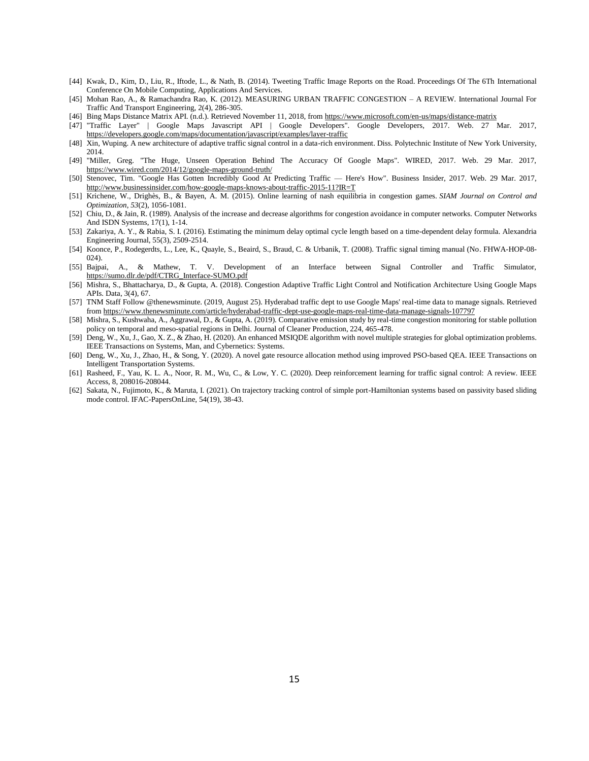[44] Kwak, D., Kim, D., Liu, R., Iftode, L., & Nath, B. (2014). Tweeting Traffic Image Reports on the Road. Proceedings Of The 6Th International Conference On Mobile Computing, Applications And Services.

[45] Mohan Rao, A., & Ramachandra Rao, K. (2012). MEASURING URBAN TRAFFIC CONGESTION – A REVIEW. International Journal For Traffic And Transport Engineering, 2(4), 286-305.

[46] Bing Maps Distance Matrix API. (n.d.). Retrieved November 11, 2018, from https://www.microsoft.com/en-us/maps/distance-matrix

[47] "Traffic Layer" | Google Maps Javascript API | Google Developers". Google Developers, 2017. Web. 27 Mar. 2017, https://developers.google.com/maps/documentation/javascript/examples/layer-traffic

[48] Xin, Wuping. A new architecture of adaptive traffic signal control in a data-rich environment. Diss. Polytechnic Institute of New York University, 2014.

[49] "Miller, Greg. "The Huge, Unseen Operation Behind The Accuracy Of Google Maps". WIRED, 2017. Web. 29 Mar. 2017, https://www.wired.com/2014/12/google-maps-ground-truth/

[50] Stenovec, Tim. "Google Has Gotten Incredibly Good At Predicting Traffic — Here's How". Business Insider, 2017. Web. 29 Mar. 2017, http://www.businessinsider.com/how-google-maps-knows-about-traffic-2015-11?IR=T

[51] Krichene, W., Drighès, B., & Bayen, A. M. (2015). Online learning of nash equilibria in congestion games. *SIAM Journal on Control and Optimization*, *53*(2), 1056-1081.

[52] Chiu, D., & Jain, R. (1989). Analysis of the increase and decrease algorithms for congestion avoidance in computer networks. Computer Networks And ISDN Systems, 17(1), 1-14.

[53] Zakariya, A. Y., & Rabia, S. I. (2016). Estimating the minimum delay optimal cycle length based on a time-dependent delay formula. Alexandria Engineering Journal, 55(3), 2509-2514.

[54] Koonce, P., Rodegerdts, L., Lee, K., Quayle, S., Beaird, S., Braud, C. & Urbanik, T. (2008). Traffic signal timing manual (No. FHWA-HOP-08-024).

[55] Bajpai, A., & Mathew, T. V. Development of an Interface between Signal Controller and Traffic Simulator, https://sumo.dlr.de/pdf/CTRG_Interface-SUMO.pdf

[56] Mishra, S., Bhattacharya, D., & Gupta, A. (2018). Congestion Adaptive Traffic Light Control and Notification Architecture Using Google Maps APIs. Data, 3(4), 67.

[57] TNM Staff Follow @thenewsminute. (2019, August 25). Hyderabad traffic dept to use Google Maps' real-time data to manage signals. Retrieved from https://www.thenewsminute.com/article/hyderabad-traffic-dept-use-google-maps-real-time-data-manage-signals-107797

[58] Mishra, S., Kushwaha, A., Aggrawal, D., & Gupta, A. (2019). Comparative emission study by real-time congestion monitoring for stable pollution policy on temporal and meso-spatial regions in Delhi. Journal of Cleaner Production, 224, 465-478.

[59] Deng, W., Xu, J., Gao, X. Z., & Zhao, H. (2020). An enhanced MSIQDE algorithm with novel multiple strategies for global optimization problems. IEEE Transactions on Systems, Man, and Cybernetics: Systems.

[60] Deng, W., Xu, J., Zhao, H., & Song, Y. (2020). A novel gate resource allocation method using improved PSO-based QEA. IEEE Transactions on Intelligent Transportation Systems.

[61] Rasheed, F., Yau, K. L. A., Noor, R. M., Wu, C., & Low, Y. C. (2020). Deep reinforcement learning for traffic signal control: A review. IEEE Access, 8, 208016-208044.

[62] Sakata, N., Fujimoto, K., & Maruta, I. (2021). On trajectory tracking control of simple port-Hamiltonian systems based on passivity based sliding mode control. IFAC-PapersOnLine, 54(19), 38-43.